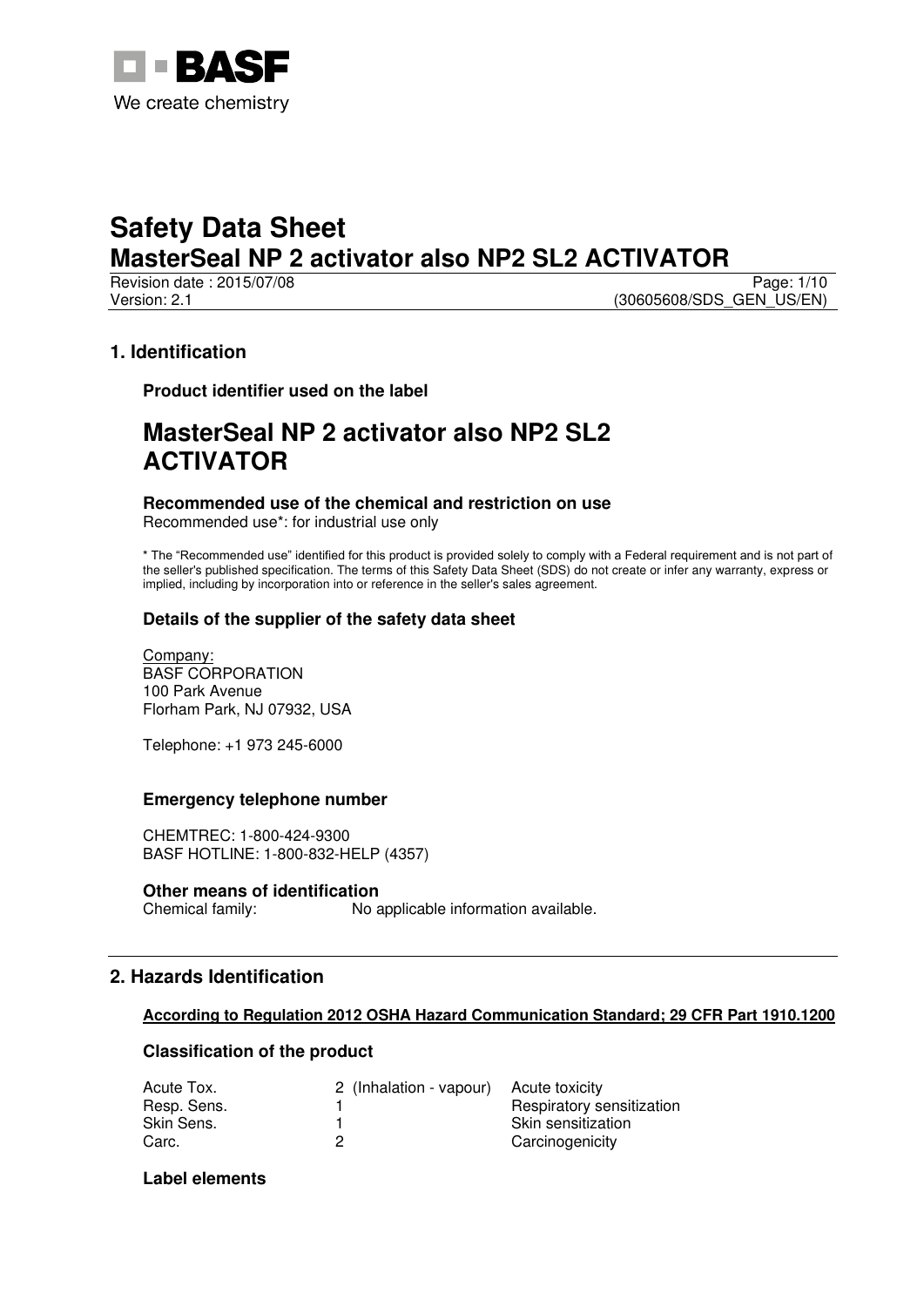BASF

We create chemistry

# Safety Data Sheet
# MasterSeal NP 2 activator also NP2 SL2 ACTIVATOR

Revision date : 2015/07/08
Version: 2.1
(30605608/SDS_GEN_US/EN)

## 1. Identification

### Product identifier used on the label

## MasterSeal NP 2 activator also NP2 SL2 ACTIVATOR

### Recommended use of the chemical and restriction on use

Recommended use*: for industrial use only

* The "Recommended use" identified for this product is provided solely to comply with a Federal requirement and is not part of the seller's published specification. The terms of this Safety Data Sheet (SDS) do not create or infer any warranty, express or implied, including by incorporation into or reference in the seller's sales agreement.

### Details of the supplier of the safety data sheet

Company:
BASF CORPORATION
100 Park Avenue
Florham Park, NJ 07932, USA

Telephone: +1 973 245-6000

### Emergency telephone number

CHEMTREC: 1-800-424-9300
BASF HOTLINE: 1-800-832-HELP (4357)

### Other means of identification

Chemical family: No applicable information available.

## 2. Hazards Identification

**According to Regulation 2012 OSHA Hazard Communication Standard; 29 CFR Part 1910.1200**

### Classification of the product

| | | |
|---|---|---|
| Acute Tox. | 2 (Inhalation - vapour) | Acute toxicity |
| Resp. Sens. | 1 | Respiratory sensitization |
| Skin Sens. | 1 | Skin sensitization |
| Carc. | 2 | Carcinogenicity |

### Label elements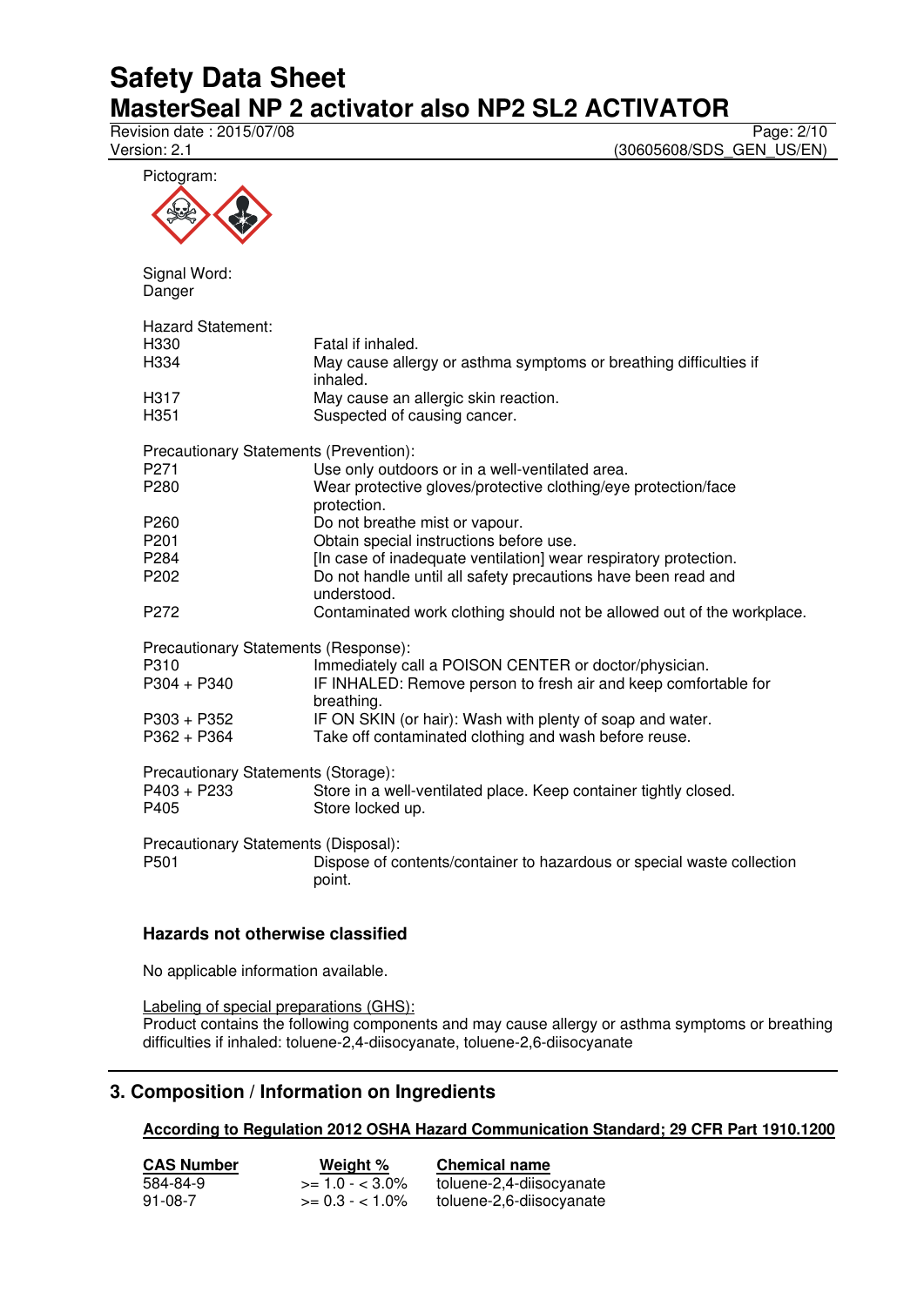Pictogram:

Signal Word:
Danger

Hazard Statement:

| | |
|---|---|
| H330 | Fatal if inhaled. |
| H334 | May cause allergy or asthma symptoms or breathing difficulties if inhaled. |
| H317 | May cause an allergic skin reaction. |
| H351 | Suspected of causing cancer. |

Precautionary Statements (Prevention):

| | |
|---|---|
| P271 | Use only outdoors or in a well-ventilated area. |
| P280 | Wear protective gloves/protective clothing/eye protection/face protection. |
| P260 | Do not breathe mist or vapour. |
| P201 | Obtain special instructions before use. |
| P284 | [In case of inadequate ventilation] wear respiratory protection. |
| P202 | Do not handle until all safety precautions have been read and understood. |
| P272 | Contaminated work clothing should not be allowed out of the workplace. |

Precautionary Statements (Response):

| | |
|---|---|
| P310 | Immediately call a POISON CENTER or doctor/physician. |
| P304 + P340 | IF INHALED: Remove person to fresh air and keep comfortable for breathing. |
| P303 + P352 | IF ON SKIN (or hair): Wash with plenty of soap and water. |
| P362 + P364 | Take off contaminated clothing and wash before reuse. |

Precautionary Statements (Storage):

| | |
|---|---|
| P403 + P233 | Store in a well-ventilated place. Keep container tightly closed. |
| P405 | Store locked up. |

Precautionary Statements (Disposal):

| | |
|---|---|
| P501 | Dispose of contents/container to hazardous or special waste collection point. |

**Hazards not otherwise classified**

No applicable information available.

Labeling of special preparations (GHS):
Product contains the following components and may cause allergy or asthma symptoms or breathing difficulties if inhaled: toluene-2,4-diisocyanate, toluene-2,6-diisocyanate

## 3. Composition / Information on Ingredients

**According to Regulation 2012 OSHA Hazard Communication Standard; 29 CFR Part 1910.1200**

| CAS Number | Weight % | Chemical name |
|---|---|---|
| 584-84-9 | >= 1.0 - < 3.0% | toluene-2,4-diisocyanate |
| 91-08-7 | >= 0.3 - < 1.0% | toluene-2,6-diisocyanate |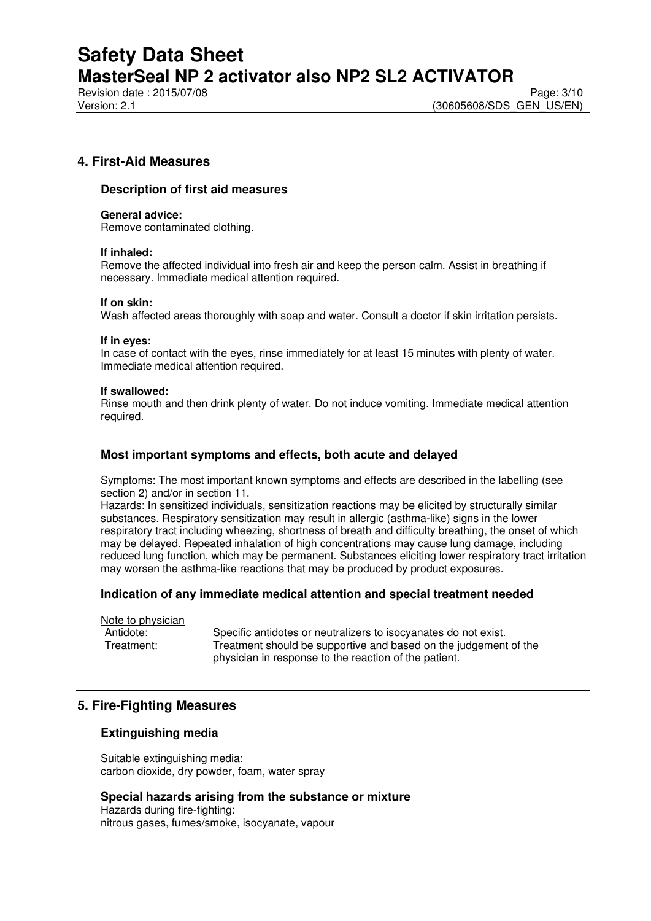## 4. First-Aid Measures

### Description of first aid measures

**General advice:**
Remove contaminated clothing.

**If inhaled:**
Remove the affected individual into fresh air and keep the person calm. Assist in breathing if necessary. Immediate medical attention required.

**If on skin:**
Wash affected areas thoroughly with soap and water. Consult a doctor if skin irritation persists.

**If in eyes:**
In case of contact with the eyes, rinse immediately for at least 15 minutes with plenty of water. Immediate medical attention required.

**If swallowed:**
Rinse mouth and then drink plenty of water. Do not induce vomiting. Immediate medical attention required.

### Most important symptoms and effects, both acute and delayed

Symptoms: The most important known symptoms and effects are described in the labelling (see section 2) and/or in section 11.
Hazards: In sensitized individuals, sensitization reactions may be elicited by structurally similar substances. Respiratory sensitization may result in allergic (asthma-like) signs in the lower respiratory tract including wheezing, shortness of breath and difficulty breathing, the onset of which may be delayed. Repeated inhalation of high concentrations may cause lung damage, including reduced lung function, which may be permanent. Substances eliciting lower respiratory tract irritation may worsen the asthma-like reactions that may be produced by product exposures.

### Indication of any immediate medical attention and special treatment needed

Note to physician

Antidote: Specific antidotes or neutralizers to isocyanates do not exist.

Treatment: Treatment should be supportive and based on the judgement of the physician in response to the reaction of the patient.

## 5. Fire-Fighting Measures

### Extinguishing media

Suitable extinguishing media:
carbon dioxide, dry powder, foam, water spray

### Special hazards arising from the substance or mixture

Hazards during fire-fighting:
nitrous gases, fumes/smoke, isocyanate, vapour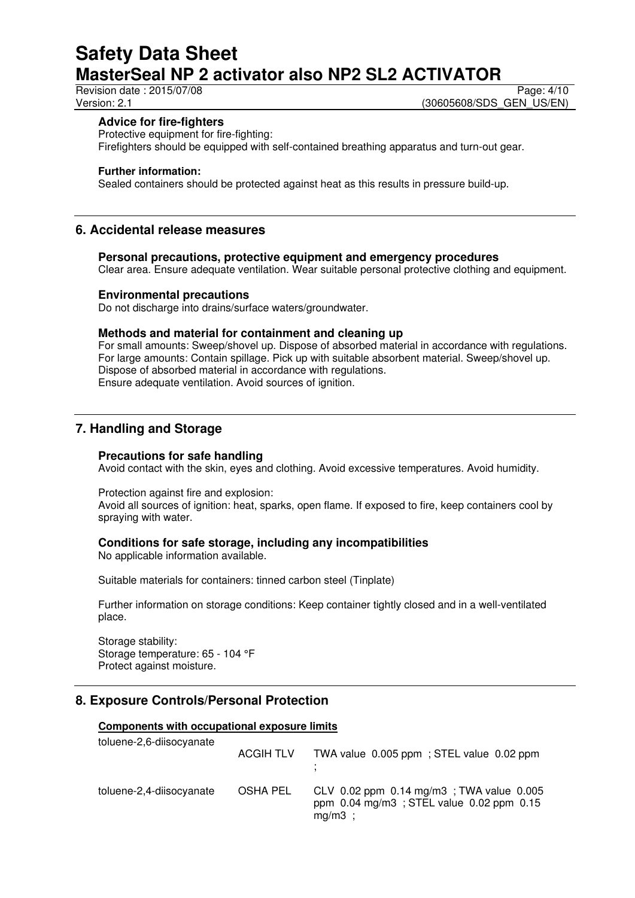### Advice for fire-fighters

Protective equipment for fire-fighting:
Firefighters should be equipped with self-contained breathing apparatus and turn-out gear.

**Further information:**
Sealed containers should be protected against heat as this results in pressure build-up.

## 6. Accidental release measures

### Personal precautions, protective equipment and emergency procedures

Clear area. Ensure adequate ventilation. Wear suitable personal protective clothing and equipment.

### Environmental precautions

Do not discharge into drains/surface waters/groundwater.

### Methods and material for containment and cleaning up

For small amounts: Sweep/shovel up. Dispose of absorbed material in accordance with regulations.
For large amounts: Contain spillage. Pick up with suitable absorbent material. Sweep/shovel up. Dispose of absorbed material in accordance with regulations.
Ensure adequate ventilation. Avoid sources of ignition.

## 7. Handling and Storage

### Precautions for safe handling

Avoid contact with the skin, eyes and clothing. Avoid excessive temperatures. Avoid humidity.

Protection against fire and explosion:
Avoid all sources of ignition: heat, sparks, open flame. If exposed to fire, keep containers cool by spraying with water.

### Conditions for safe storage, including any incompatibilities

No applicable information available.

Suitable materials for containers: tinned carbon steel (Tinplate)

Further information on storage conditions: Keep container tightly closed and in a well-ventilated place.

Storage stability:
Storage temperature: 65 - 104 °F
Protect against moisture.

## 8. Exposure Controls/Personal Protection

**Components with occupational exposure limits**

| Component | Source | Limits |
|---|---|---|
| toluene-2,6-diisocyanate | ACGIH TLV | TWA value 0.005 ppm ; STEL value 0.02 ppm ; |
| toluene-2,4-diisocyanate | OSHA PEL | CLV 0.02 ppm 0.14 mg/m3 ; TWA value 0.005 ppm 0.04 mg/m3 ; STEL value 0.02 ppm 0.15 mg/m3 ; |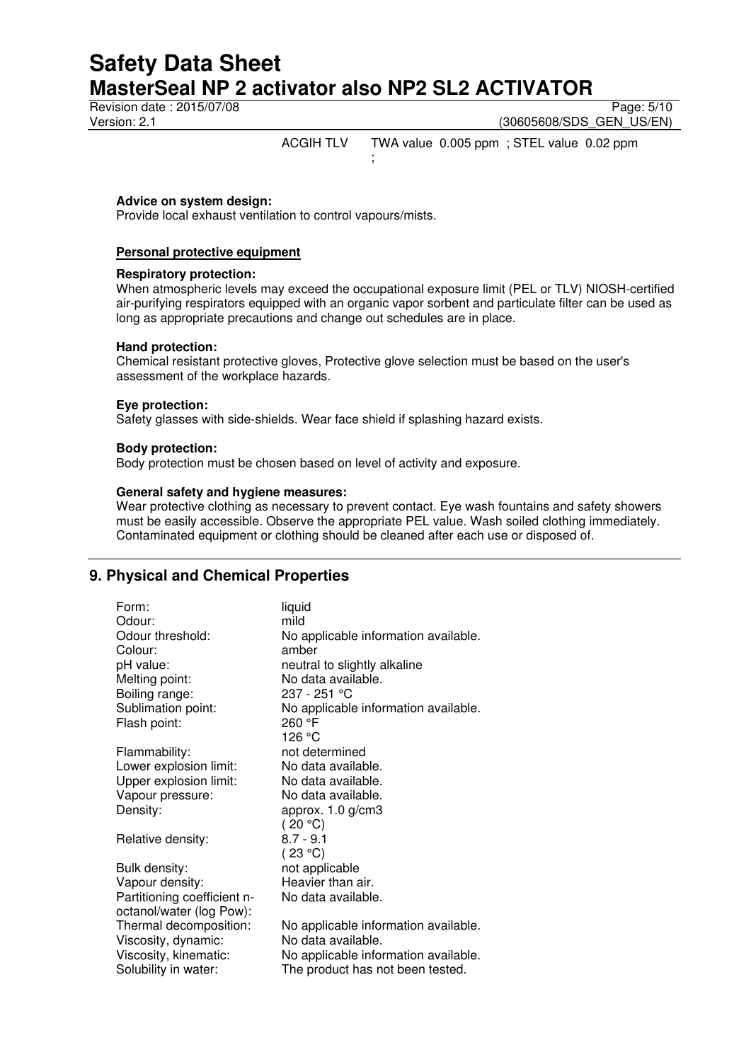ACGIH TLV TWA value 0.005 ppm ; STEL value 0.02 ppm ;

**Advice on system design:**
Provide local exhaust ventilation to control vapours/mists.

**Personal protective equipment**

**Respiratory protection:**
When atmospheric levels may exceed the occupational exposure limit (PEL or TLV) NIOSH-certified air-purifying respirators equipped with an organic vapor sorbent and particulate filter can be used as long as appropriate precautions and change out schedules are in place.

**Hand protection:**
Chemical resistant protective gloves, Protective glove selection must be based on the user's assessment of the workplace hazards.

**Eye protection:**
Safety glasses with side-shields. Wear face shield if splashing hazard exists.

**Body protection:**
Body protection must be chosen based on level of activity and exposure.

**General safety and hygiene measures:**
Wear protective clothing as necessary to prevent contact. Eye wash fountains and safety showers must be easily accessible. Observe the appropriate PEL value. Wash soiled clothing immediately. Contaminated equipment or clothing should be cleaned after each use or disposed of.

## 9. Physical and Chemical Properties

| | |
|---|---|
| Form: | liquid |
| Odour: | mild |
| Odour threshold: | No applicable information available. |
| Colour: | amber |
| pH value: | neutral to slightly alkaline |
| Melting point: | No data available. |
| Boiling range: | 237 - 251 °C |
| Sublimation point: | No applicable information available. |
| Flash point: | 260 °F<br>126 °C |
| Flammability: | not determined |
| Lower explosion limit: | No data available. |
| Upper explosion limit: | No data available. |
| Vapour pressure: | No data available. |
| Density: | approx. 1.0 g/cm3<br>( 20 °C) |
| Relative density: | 8.7 - 9.1<br>( 23 °C) |
| Bulk density: | not applicable |
| Vapour density: | Heavier than air. |
| Partitioning coefficient n-octanol/water (log Pow): | No data available. |
| Thermal decomposition: | No applicable information available. |
| Viscosity, dynamic: | No data available. |
| Viscosity, kinematic: | No applicable information available. |
| Solubility in water: | The product has not been tested. |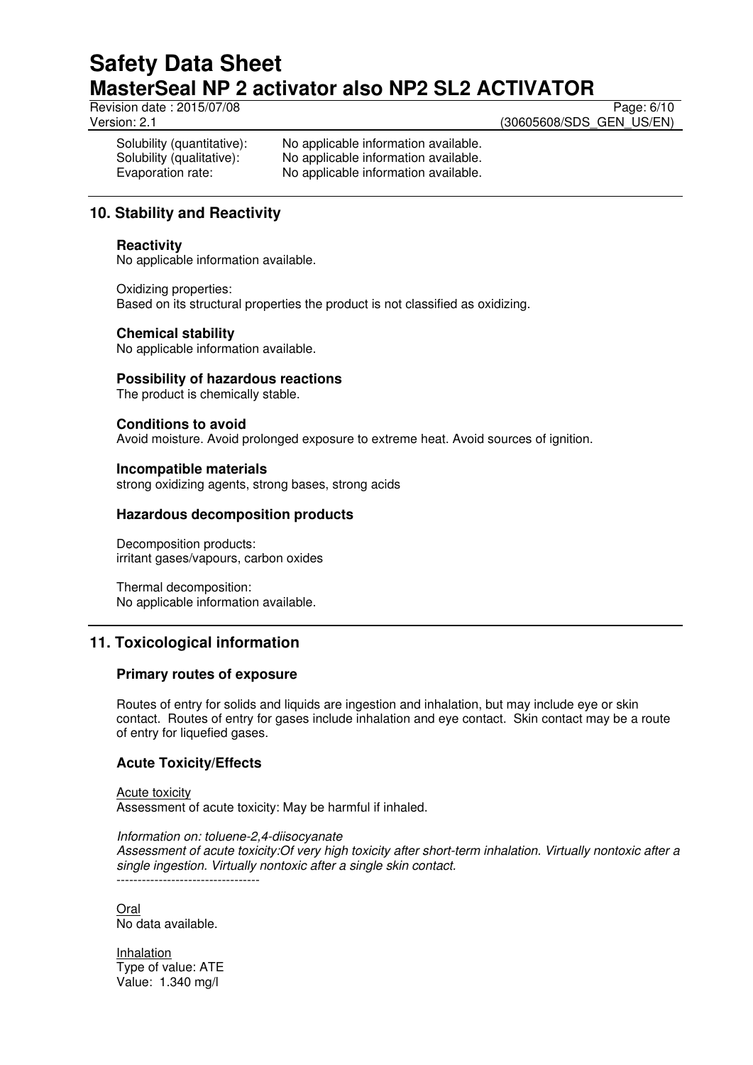Solubility (quantitative): No applicable information available.
Solubility (qualitative): No applicable information available.
Evaporation rate: No applicable information available.

## 10. Stability and Reactivity

### Reactivity

No applicable information available.

Oxidizing properties:
Based on its structural properties the product is not classified as oxidizing.

### Chemical stability

No applicable information available.

### Possibility of hazardous reactions

The product is chemically stable.

### Conditions to avoid

Avoid moisture. Avoid prolonged exposure to extreme heat. Avoid sources of ignition.

### Incompatible materials

strong oxidizing agents, strong bases, strong acids

### Hazardous decomposition products

Decomposition products:
irritant gases/vapours, carbon oxides

Thermal decomposition:
No applicable information available.

## 11. Toxicological information

### Primary routes of exposure

Routes of entry for solids and liquids are ingestion and inhalation, but may include eye or skin contact. Routes of entry for gases include inhalation and eye contact. Skin contact may be a route of entry for liquefied gases.

### Acute Toxicity/Effects

Acute toxicity
Assessment of acute toxicity: May be harmful if inhaled.

*Information on: toluene-2,4-diisocyanate*
*Assessment of acute toxicity:Of very high toxicity after short-term inhalation. Virtually nontoxic after a single ingestion. Virtually nontoxic after a single skin contact.*
----------------------------------

Oral
No data available.

Inhalation
Type of value: ATE
Value: 1.340 mg/l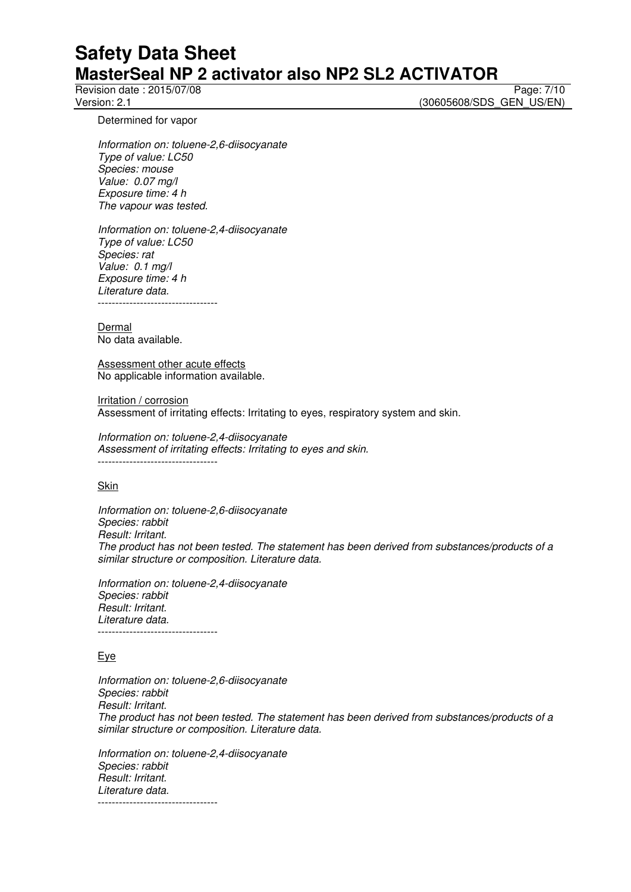Determined for vapor

*Information on: toluene-2,6-diisocyanate*
*Type of value: LC50*
*Species: mouse*
*Value: 0.07 mg/l*
*Exposure time: 4 h*
*The vapour was tested.*

*Information on: toluene-2,4-diisocyanate*
*Type of value: LC50*
*Species: rat*
*Value: 0.1 mg/l*
*Exposure time: 4 h*
*Literature data.*
----------------------------------

Dermal
No data available.

Assessment other acute effects
No applicable information available.

Irritation / corrosion
Assessment of irritating effects: Irritating to eyes, respiratory system and skin.

*Information on: toluene-2,4-diisocyanate*
*Assessment of irritating effects: Irritating to eyes and skin.*
----------------------------------

Skin

*Information on: toluene-2,6-diisocyanate*
*Species: rabbit*
*Result: Irritant.*
*The product has not been tested. The statement has been derived from substances/products of a similar structure or composition. Literature data.*

*Information on: toluene-2,4-diisocyanate*
*Species: rabbit*
*Result: Irritant.*
*Literature data.*
----------------------------------

Eye

*Information on: toluene-2,6-diisocyanate*
*Species: rabbit*
*Result: Irritant.*
*The product has not been tested. The statement has been derived from substances/products of a similar structure or composition. Literature data.*

*Information on: toluene-2,4-diisocyanate*
*Species: rabbit*
*Result: Irritant.*
*Literature data.*
----------------------------------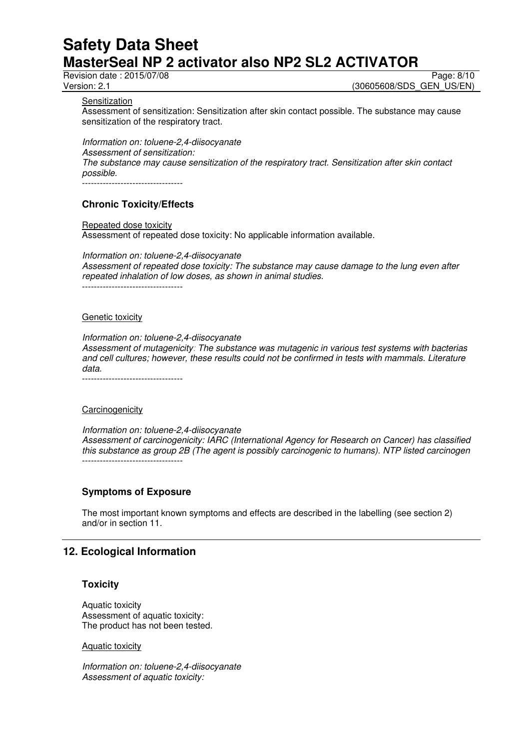Sensitization

Assessment of sensitization: Sensitization after skin contact possible. The substance may cause sensitization of the respiratory tract.

*Information on: toluene-2,4-diisocyanate*
*Assessment of sensitization:*
*The substance may cause sensitization of the respiratory tract. Sensitization after skin contact possible.*
----------------------------------

### Chronic Toxicity/Effects

Repeated dose toxicity

Assessment of repeated dose toxicity: No applicable information available.

*Information on: toluene-2,4-diisocyanate*
*Assessment of repeated dose toxicity: The substance may cause damage to the lung even after repeated inhalation of low doses, as shown in animal studies.*
----------------------------------

Genetic toxicity

*Information on: toluene-2,4-diisocyanate*
*Assessment of mutagenicity: The substance was mutagenic in various test systems with bacterias and cell cultures; however, these results could not be confirmed in tests with mammals. Literature data.*
----------------------------------

Carcinogenicity

*Information on: toluene-2,4-diisocyanate*
*Assessment of carcinogenicity: IARC (International Agency for Research on Cancer) has classified this substance as group 2B (The agent is possibly carcinogenic to humans). NTP listed carcinogen*
----------------------------------

### Symptoms of Exposure

The most important known symptoms and effects are described in the labelling (see section 2) and/or in section 11.

## 12. Ecological Information

### Toxicity

Aquatic toxicity
Assessment of aquatic toxicity:
The product has not been tested.

Aquatic toxicity

*Information on: toluene-2,4-diisocyanate*
*Assessment of aquatic toxicity:*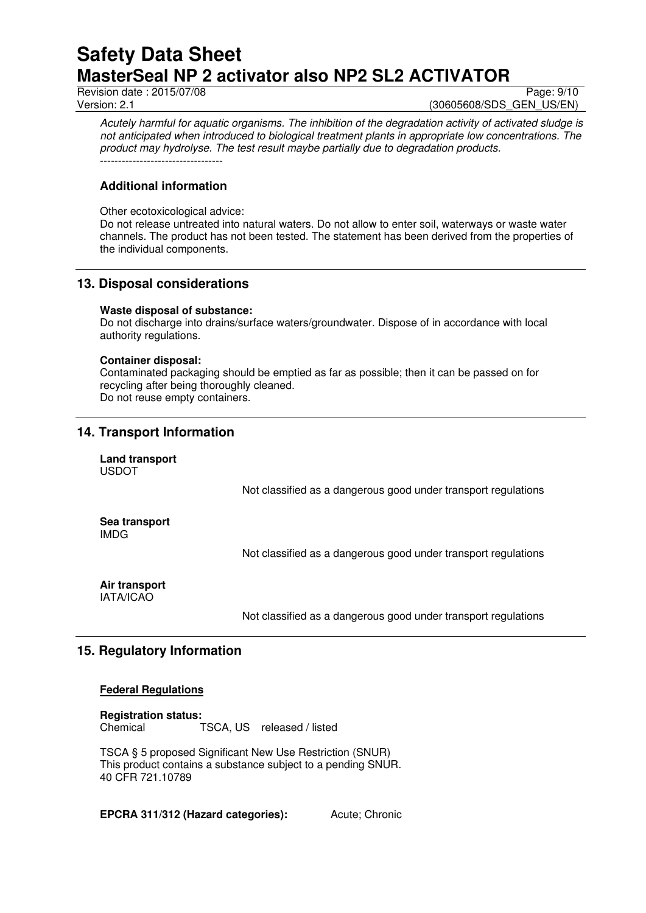*Acutely harmful for aquatic organisms. The inhibition of the degradation activity of activated sludge is not anticipated when introduced to biological treatment plants in appropriate low concentrations. The product may hydrolyse. The test result maybe partially due to degradation products.*

----------------------------------

### Additional information

Other ecotoxicological advice:
Do not release untreated into natural waters. Do not allow to enter soil, waterways or waste water channels. The product has not been tested. The statement has been derived from the properties of the individual components.

## 13. Disposal considerations

**Waste disposal of substance:**
Do not discharge into drains/surface waters/groundwater. Dispose of in accordance with local authority regulations.

**Container disposal:**
Contaminated packaging should be emptied as far as possible; then it can be passed on for recycling after being thoroughly cleaned.
Do not reuse empty containers.

## 14. Transport Information

**Land transport**
USDOT

Not classified as a dangerous good under transport regulations

**Sea transport**
IMDG

Not classified as a dangerous good under transport regulations

**Air transport**
IATA/ICAO

Not classified as a dangerous good under transport regulations

## 15. Regulatory Information

**Federal Regulations**

**Registration status:**
Chemical TSCA, US released / listed

TSCA § 5 proposed Significant New Use Restriction (SNUR)
This product contains a substance subject to a pending SNUR.
40 CFR 721.10789

**EPCRA 311/312 (Hazard categories):** Acute; Chronic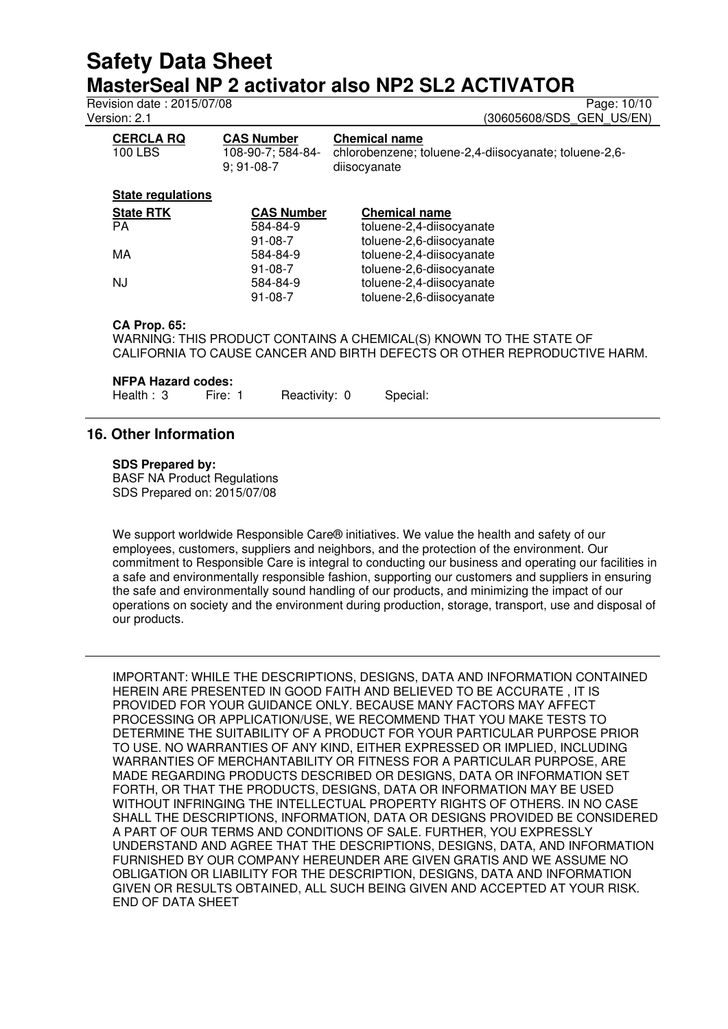| CERCLA RQ | CAS Number | Chemical name |
|---|---|---|
| 100 LBS | 108-90-7; 584-84-9; 91-08-7 | chlorobenzene; toluene-2,4-diisocyanate; toluene-2,6-diisocyanate |

**State regulations**

| State RTK | CAS Number | Chemical name |
|---|---|---|
| PA | 584-84-9 | toluene-2,4-diisocyanate |
| | 91-08-7 | toluene-2,6-diisocyanate |
| MA | 584-84-9 | toluene-2,4-diisocyanate |
| | 91-08-7 | toluene-2,6-diisocyanate |
| NJ | 584-84-9 | toluene-2,4-diisocyanate |
| | 91-08-7 | toluene-2,6-diisocyanate |

**CA Prop. 65:**

WARNING: THIS PRODUCT CONTAINS A CHEMICAL(S) KNOWN TO THE STATE OF CALIFORNIA TO CAUSE CANCER AND BIRTH DEFECTS OR OTHER REPRODUCTIVE HARM.

**NFPA Hazard codes:**

Health : 3 Fire: 1 Reactivity: 0 Special:

## 16. Other Information

**SDS Prepared by:**

BASF NA Product Regulations
SDS Prepared on: 2015/07/08

We support worldwide Responsible Care® initiatives. We value the health and safety of our employees, customers, suppliers and neighbors, and the protection of the environment. Our commitment to Responsible Care is integral to conducting our business and operating our facilities in a safe and environmentally responsible fashion, supporting our customers and suppliers in ensuring the safe and environmentally sound handling of our products, and minimizing the impact of our operations on society and the environment during production, storage, transport, use and disposal of our products.

IMPORTANT: WHILE THE DESCRIPTIONS, DESIGNS, DATA AND INFORMATION CONTAINED HEREIN ARE PRESENTED IN GOOD FAITH AND BELIEVED TO BE ACCURATE , IT IS PROVIDED FOR YOUR GUIDANCE ONLY. BECAUSE MANY FACTORS MAY AFFECT PROCESSING OR APPLICATION/USE, WE RECOMMEND THAT YOU MAKE TESTS TO DETERMINE THE SUITABILITY OF A PRODUCT FOR YOUR PARTICULAR PURPOSE PRIOR TO USE. NO WARRANTIES OF ANY KIND, EITHER EXPRESSED OR IMPLIED, INCLUDING WARRANTIES OF MERCHANTABILITY OR FITNESS FOR A PARTICULAR PURPOSE, ARE MADE REGARDING PRODUCTS DESCRIBED OR DESIGNS, DATA OR INFORMATION SET FORTH, OR THAT THE PRODUCTS, DESIGNS, DATA OR INFORMATION MAY BE USED WITHOUT INFRINGING THE INTELLECTUAL PROPERTY RIGHTS OF OTHERS. IN NO CASE SHALL THE DESCRIPTIONS, INFORMATION, DATA OR DESIGNS PROVIDED BE CONSIDERED A PART OF OUR TERMS AND CONDITIONS OF SALE. FURTHER, YOU EXPRESSLY UNDERSTAND AND AGREE THAT THE DESCRIPTIONS, DESIGNS, DATA, AND INFORMATION FURNISHED BY OUR COMPANY HEREUNDER ARE GIVEN GRATIS AND WE ASSUME NO OBLIGATION OR LIABILITY FOR THE DESCRIPTION, DESIGNS, DATA AND INFORMATION GIVEN OR RESULTS OBTAINED, ALL SUCH BEING GIVEN AND ACCEPTED AT YOUR RISK.
END OF DATA SHEET